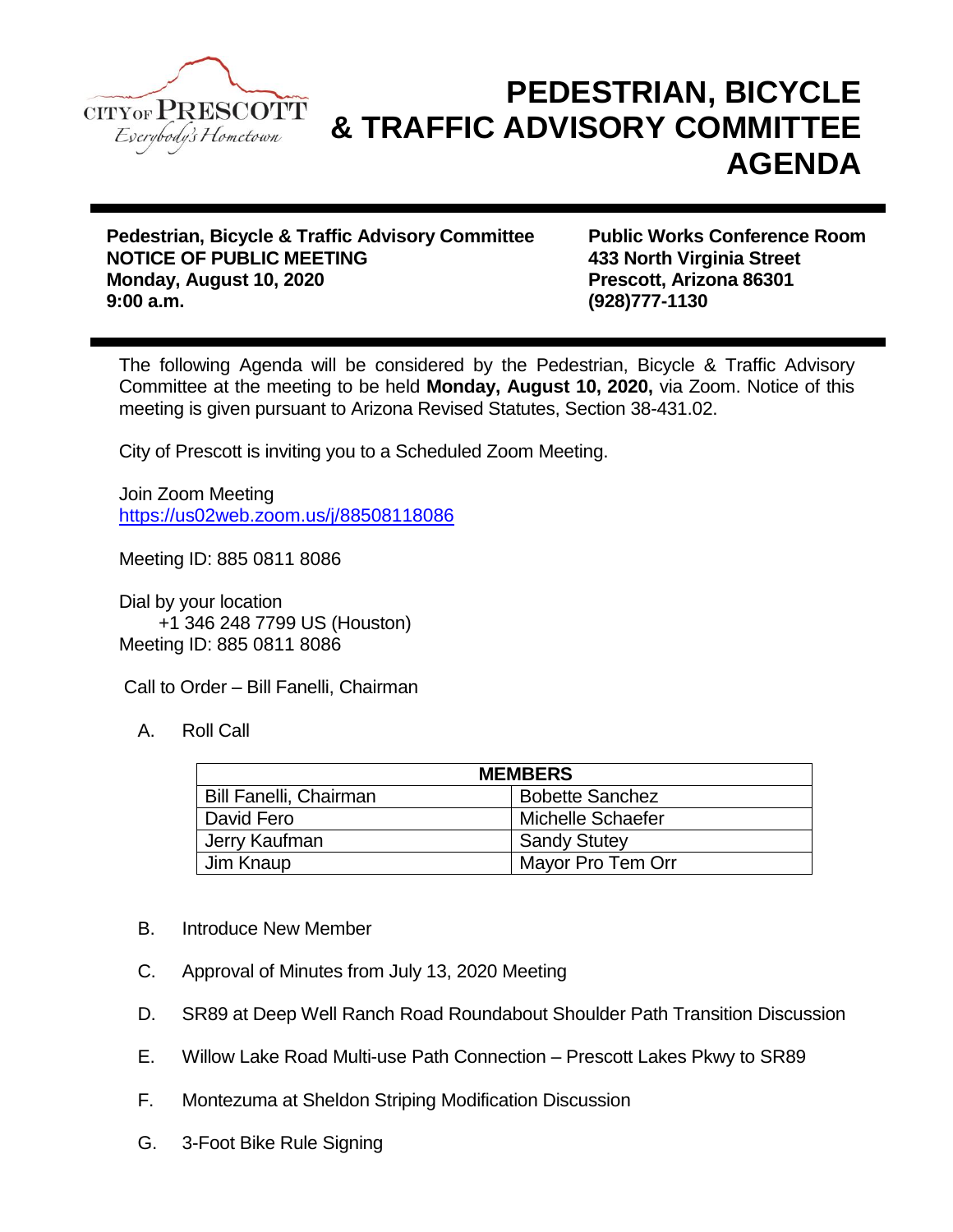# PEDESTRIAN, BICYCLE & TRAFFIC ADVISORY COMMITTEE AGENDA

**Pedestrian, Bicycle & Traffic Advisory Committee**
**NOTICE OF PUBLIC MEETING**
**Monday, August 10, 2020**
**9:00 a.m.**

**Public Works Conference Room**
**433 North Virginia Street**
**Prescott, Arizona 86301**
**(928)777-1130**

The following Agenda will be considered by the Pedestrian, Bicycle & Traffic Advisory Committee at the meeting to be held **Monday, August 10, 2020,** via Zoom. Notice of this meeting is given pursuant to Arizona Revised Statutes, Section 38-431.02.

City of Prescott is inviting you to a Scheduled Zoom Meeting.

Join Zoom Meeting
https://us02web.zoom.us/j/88508118086

Meeting ID: 885 0811 8086

Dial by your location
+1 346 248 7799 US (Houston)
Meeting ID: 885 0811 8086

Call to Order – Bill Fanelli, Chairman

A. Roll Call

| MEMBERS | |
|---|---|
| Bill Fanelli, Chairman | Bobette Sanchez |
| David Fero | Michelle Schaefer |
| Jerry Kaufman | Sandy Stutey |
| Jim Knaup | Mayor Pro Tem Orr |

B. Introduce New Member

C. Approval of Minutes from July 13, 2020 Meeting

D. SR89 at Deep Well Ranch Road Roundabout Shoulder Path Transition Discussion

E. Willow Lake Road Multi-use Path Connection – Prescott Lakes Pkwy to SR89

F. Montezuma at Sheldon Striping Modification Discussion

G. 3-Foot Bike Rule Signing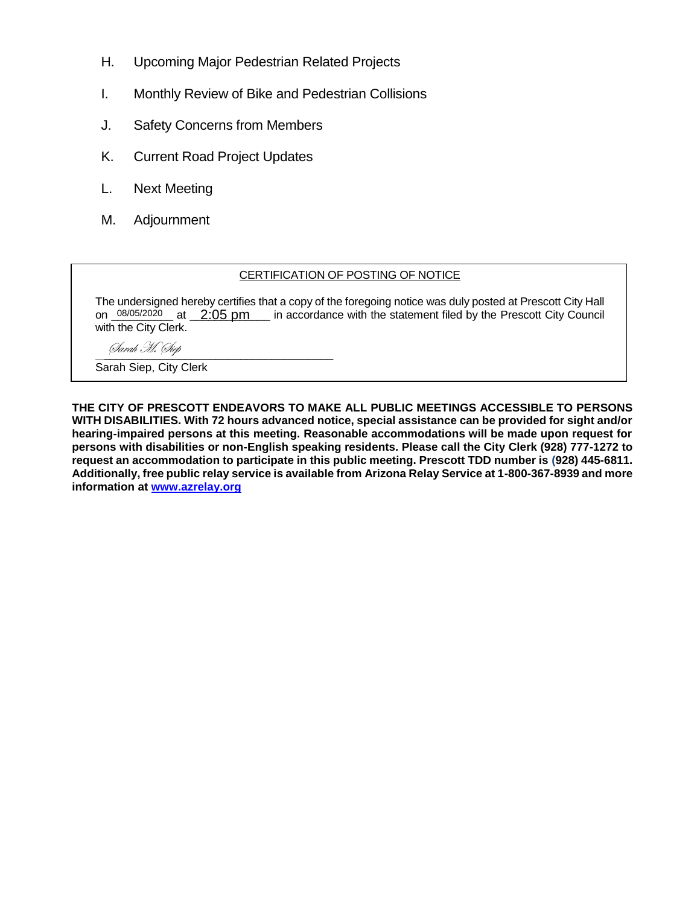H. Upcoming Major Pedestrian Related Projects

I. Monthly Review of Bike and Pedestrian Collisions

J. Safety Concerns from Members

K. Current Road Project Updates

L. Next Meeting

M. Adjournment

CERTIFICATION OF POSTING OF NOTICE

The undersigned hereby certifies that a copy of the foregoing notice was duly posted at Prescott City Hall on 08/05/2020 at 2:05 pm in accordance with the statement filed by the Prescott City Council with the City Clerk.

*Sarah M. Siep*

Sarah Siep, City Clerk

**THE CITY OF PRESCOTT ENDEAVORS TO MAKE ALL PUBLIC MEETINGS ACCESSIBLE TO PERSONS WITH DISABILITIES. With 72 hours advanced notice, special assistance can be provided for sight and/or hearing-impaired persons at this meeting. Reasonable accommodations will be made upon request for persons with disabilities or non-English speaking residents. Please call the City Clerk (928) 777-1272 to request an accommodation to participate in this public meeting. Prescott TDD number is (928) 445-6811. Additionally, free public relay service is available from Arizona Relay Service at 1-800-367-8939 and more information at [www.azrelay.org](http://www.azrelay.org)**